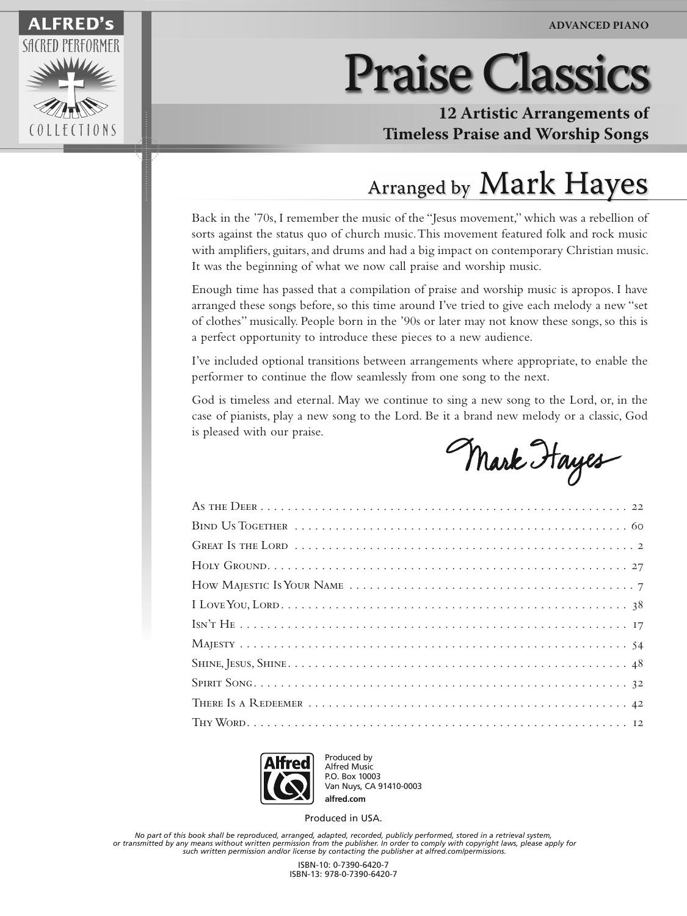ALFRED's SACRED PERFORMER COLLECTIONS

ADVANCED PIANO

# Praise Classics

**12 Artistic Arrangements of Timeless Praise and Worship Songs**

## Arranged by Mark Hayes

Back in the '70s, I remember the music of the "Jesus movement," which was a rebellion of sorts against the status quo of church music. This movement featured folk and rock music with amplifiers, guitars, and drums and had a big impact on contemporary Christian music. It was the beginning of what we now call praise and worship music.

Enough time has passed that a compilation of praise and worship music is apropos. I have arranged these songs before, so this time around I've tried to give each melody a new "set of clothes" musically. People born in the '90s or later may not know these songs, so this is a perfect opportunity to introduce these pieces to a new audience.

I've included optional transitions between arrangements where appropriate, to enable the performer to continue the flow seamlessly from one song to the next.

God is timeless and eternal. May we continue to sing a new song to the Lord, or, in the case of pianists, play a new song to the Lord. Be it a brand new melody or a classic, God is pleased with our praise.

*Mark Hayes*

| | |
|---|---|
| As the Deer | 22 |
| Bind Us Together | 60 |
| Great Is the Lord | 2 |
| Holy Ground | 27 |
| How Majestic Is Your Name | 7 |
| I Love You, Lord | 38 |
| Isn't He | 17 |
| Majesty | 54 |
| Shine, Jesus, Shine | 48 |
| Spirit Song | 32 |
| There Is a Redeemer | 42 |
| Thy Word | 12 |

Alfred

Produced by
Alfred Music
P.O. Box 10003
Van Nuys, CA 91410-0003
**alfred.com**

Produced in USA.

*No part of this book shall be reproduced, arranged, adapted, recorded, publicly performed, stored in a retrieval system, or transmitted by any means without written permission from the publisher. In order to comply with copyright laws, please apply for such written permission and/or license by contacting the publisher at alfred.com/permissions.*

ISBN-10: 0-7390-6420-7
ISBN-13: 978-0-7390-6420-7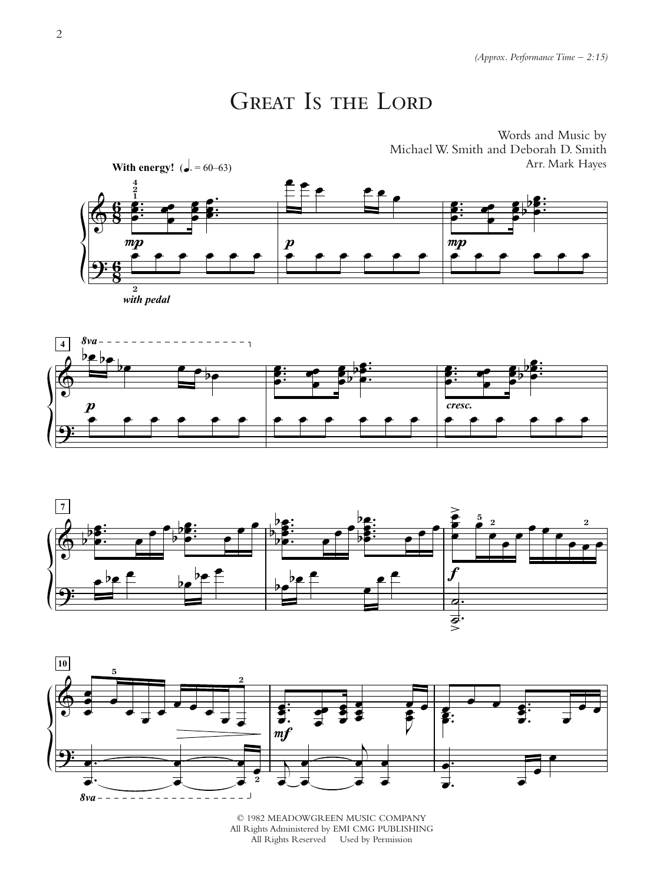(Approx. Performance Time – 2:15)

# Great Is the Lord

Words and Music by
Michael W. Smith and Deborah D. Smith
Arr. Mark Hayes

**With energy!** (♩. = 60–63)

© 1982 MEADOWGREEN MUSIC COMPANY
All Rights Administered by EMI CMG PUBLISHING
All Rights Reserved Used by Permission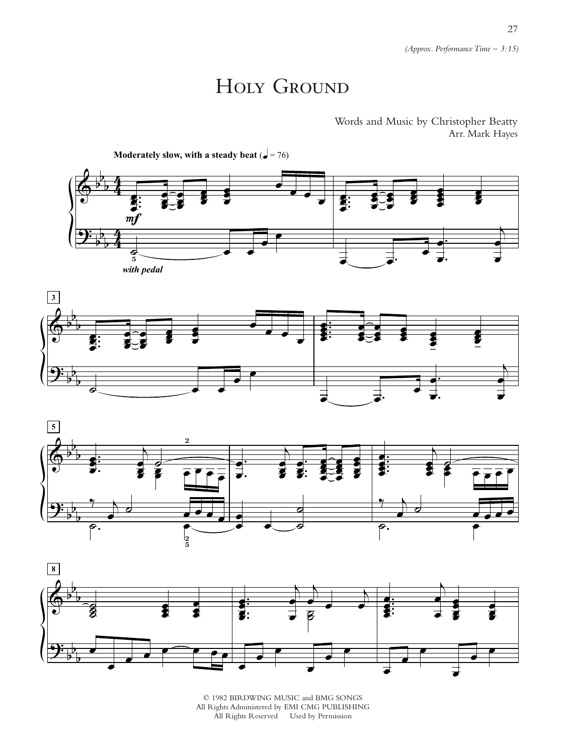(Approx. Performance Time – 3:15)

# Holy Ground

Words and Music by Christopher Beatty
Arr. Mark Hayes

**Moderately slow, with a steady beat** (♩ = 76)

*mf*

*with pedal*

© 1982 BIRDWING MUSIC and BMG SONGS
All Rights Administered by EMI CMG PUBLISHING
All Rights Reserved Used by Permission